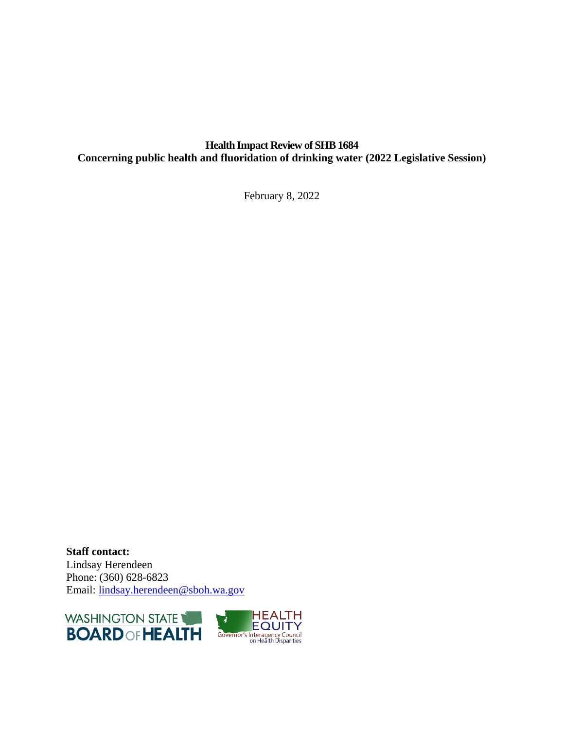**Health Impact Review of SHB 1684**
**Concerning public health and fluoridation of drinking water (2022 Legislative Session)**

February 8, 2022

**Staff contact:**
Lindsay Herendeen
Phone: (360) 628-6823
Email: [lindsay.herendeen@sboh.wa.gov](mailto:lindsay.herendeen@sboh.wa.gov)

WASHINGTON STATE BOARD OF HEALTH

HEALTH EQUITY
Governor's Interagency Council on Health Disparities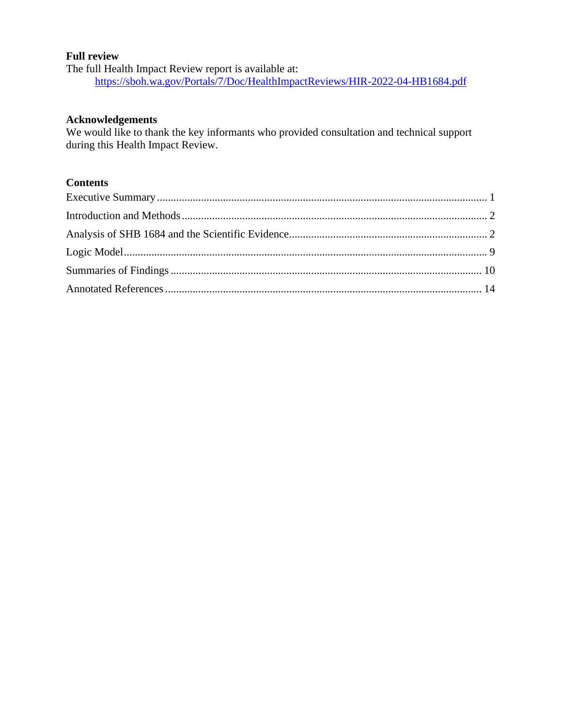## Full review

The full Health Impact Review report is available at:
https://sboh.wa.gov/Portals/7/Doc/HealthImpactReviews/HIR-2022-04-HB1684.pdf

## Acknowledgements

We would like to thank the key informants who provided consultation and technical support during this Health Impact Review.

## Contents

Executive Summary ..... 1
Introduction and Methods ..... 2
Analysis of SHB 1684 and the Scientific Evidence ..... 2
Logic Model ..... 9
Summaries of Findings ..... 10
Annotated References ..... 14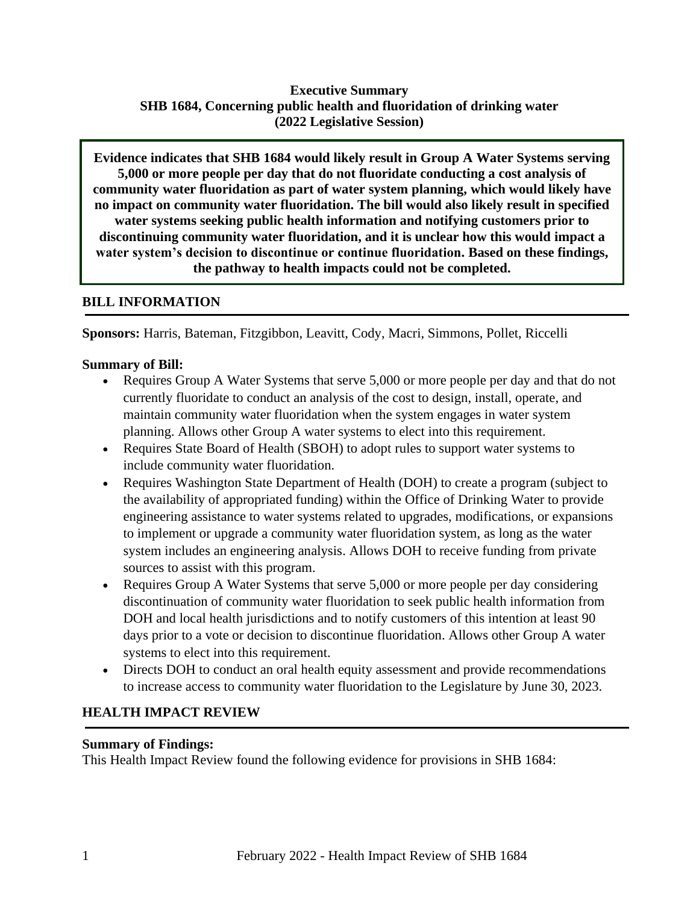**Executive Summary**
**SHB 1684, Concerning public health and fluoridation of drinking water**
**(2022 Legislative Session)**

**Evidence indicates that SHB 1684 would likely result in Group A Water Systems serving 5,000 or more people per day that do not fluoridate conducting a cost analysis of community water fluoridation as part of water system planning, which would likely have no impact on community water fluoridation. The bill would also likely result in specified water systems seeking public health information and notifying customers prior to discontinuing community water fluoridation, and it is unclear how this would impact a water system's decision to discontinue or continue fluoridation. Based on these findings, the pathway to health impacts could not be completed.**

## BILL INFORMATION

**Sponsors:** Harris, Bateman, Fitzgibbon, Leavitt, Cody, Macri, Simmons, Pollet, Riccelli

**Summary of Bill:**

- Requires Group A Water Systems that serve 5,000 or more people per day and that do not currently fluoridate to conduct an analysis of the cost to design, install, operate, and maintain community water fluoridation when the system engages in water system planning. Allows other Group A water systems to elect into this requirement.
- Requires State Board of Health (SBOH) to adopt rules to support water systems to include community water fluoridation.
- Requires Washington State Department of Health (DOH) to create a program (subject to the availability of appropriated funding) within the Office of Drinking Water to provide engineering assistance to water systems related to upgrades, modifications, or expansions to implement or upgrade a community water fluoridation system, as long as the water system includes an engineering analysis. Allows DOH to receive funding from private sources to assist with this program.
- Requires Group A Water Systems that serve 5,000 or more people per day considering discontinuation of community water fluoridation to seek public health information from DOH and local health jurisdictions and to notify customers of this intention at least 90 days prior to a vote or decision to discontinue fluoridation. Allows other Group A water systems to elect into this requirement.
- Directs DOH to conduct an oral health equity assessment and provide recommendations to increase access to community water fluoridation to the Legislature by June 30, 2023.

## HEALTH IMPACT REVIEW

**Summary of Findings:**

This Health Impact Review found the following evidence for provisions in SHB 1684: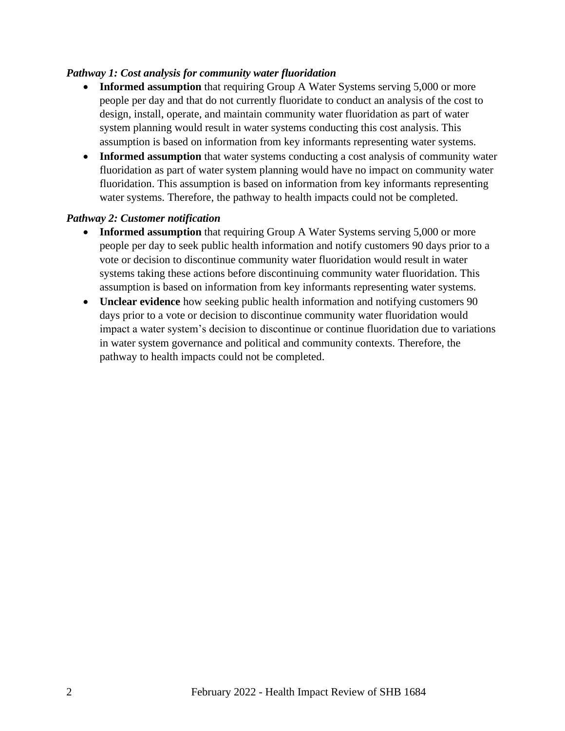***Pathway 1: Cost analysis for community water fluoridation***

- **Informed assumption** that requiring Group A Water Systems serving 5,000 or more people per day and that do not currently fluoridate to conduct an analysis of the cost to design, install, operate, and maintain community water fluoridation as part of water system planning would result in water systems conducting this cost analysis. This assumption is based on information from key informants representing water systems.
- **Informed assumption** that water systems conducting a cost analysis of community water fluoridation as part of water system planning would have no impact on community water fluoridation. This assumption is based on information from key informants representing water systems. Therefore, the pathway to health impacts could not be completed.

***Pathway 2: Customer notification***

- **Informed assumption** that requiring Group A Water Systems serving 5,000 or more people per day to seek public health information and notify customers 90 days prior to a vote or decision to discontinue community water fluoridation would result in water systems taking these actions before discontinuing community water fluoridation. This assumption is based on information from key informants representing water systems.
- **Unclear evidence** how seeking public health information and notifying customers 90 days prior to a vote or decision to discontinue community water fluoridation would impact a water system's decision to discontinue or continue fluoridation due to variations in water system governance and political and community contexts. Therefore, the pathway to health impacts could not be completed.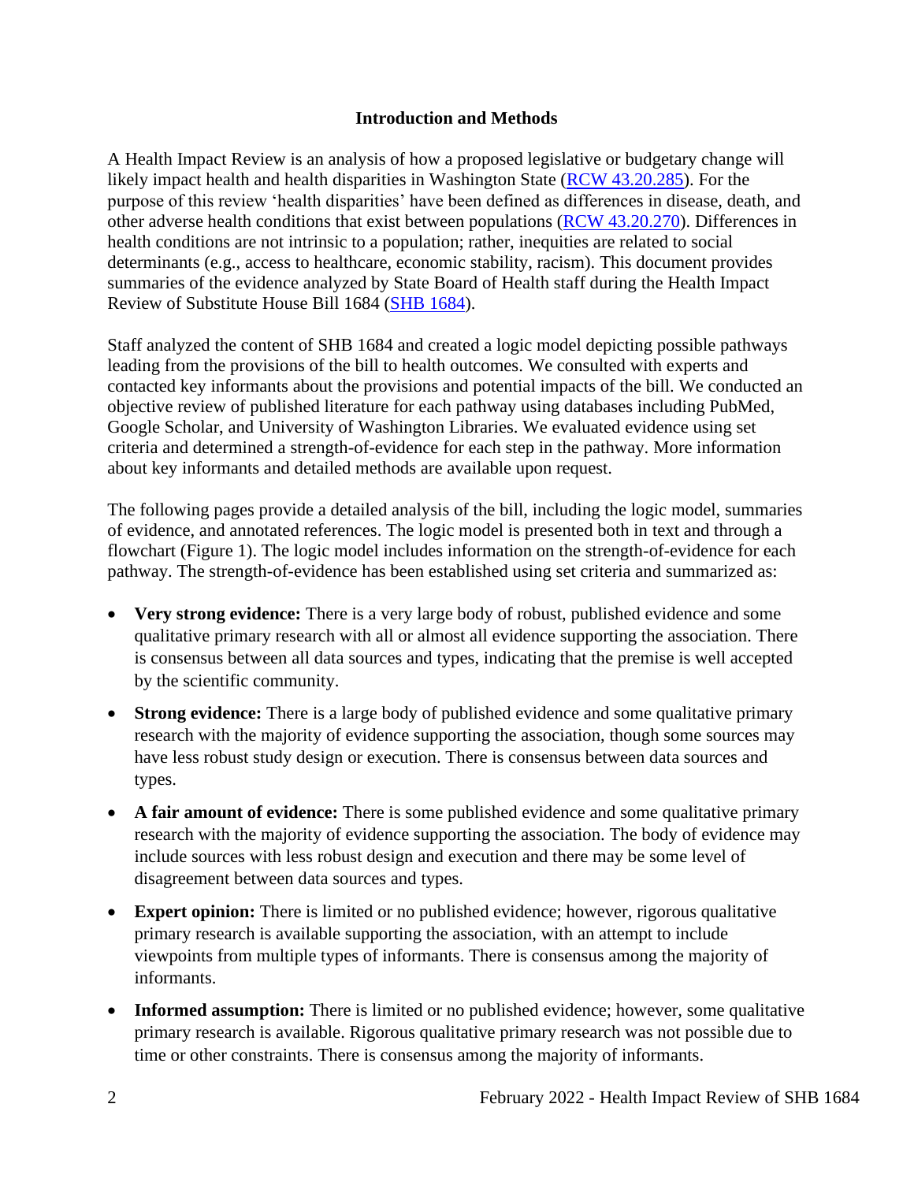## Introduction and Methods

A Health Impact Review is an analysis of how a proposed legislative or budgetary change will likely impact health and health disparities in Washington State (RCW 43.20.285). For the purpose of this review 'health disparities' have been defined as differences in disease, death, and other adverse health conditions that exist between populations (RCW 43.20.270). Differences in health conditions are not intrinsic to a population; rather, inequities are related to social determinants (e.g., access to healthcare, economic stability, racism). This document provides summaries of the evidence analyzed by State Board of Health staff during the Health Impact Review of Substitute House Bill 1684 (SHB 1684).

Staff analyzed the content of SHB 1684 and created a logic model depicting possible pathways leading from the provisions of the bill to health outcomes. We consulted with experts and contacted key informants about the provisions and potential impacts of the bill. We conducted an objective review of published literature for each pathway using databases including PubMed, Google Scholar, and University of Washington Libraries. We evaluated evidence using set criteria and determined a strength-of-evidence for each step in the pathway. More information about key informants and detailed methods are available upon request.

The following pages provide a detailed analysis of the bill, including the logic model, summaries of evidence, and annotated references. The logic model is presented both in text and through a flowchart (Figure 1). The logic model includes information on the strength-of-evidence for each pathway. The strength-of-evidence has been established using set criteria and summarized as:

- **Very strong evidence:** There is a very large body of robust, published evidence and some qualitative primary research with all or almost all evidence supporting the association. There is consensus between all data sources and types, indicating that the premise is well accepted by the scientific community.
- **Strong evidence:** There is a large body of published evidence and some qualitative primary research with the majority of evidence supporting the association, though some sources may have less robust study design or execution. There is consensus between data sources and types.
- **A fair amount of evidence:** There is some published evidence and some qualitative primary research with the majority of evidence supporting the association. The body of evidence may include sources with less robust design and execution and there may be some level of disagreement between data sources and types.
- **Expert opinion:** There is limited or no published evidence; however, rigorous qualitative primary research is available supporting the association, with an attempt to include viewpoints from multiple types of informants. There is consensus among the majority of informants.
- **Informed assumption:** There is limited or no published evidence; however, some qualitative primary research is available. Rigorous qualitative primary research was not possible due to time or other constraints. There is consensus among the majority of informants.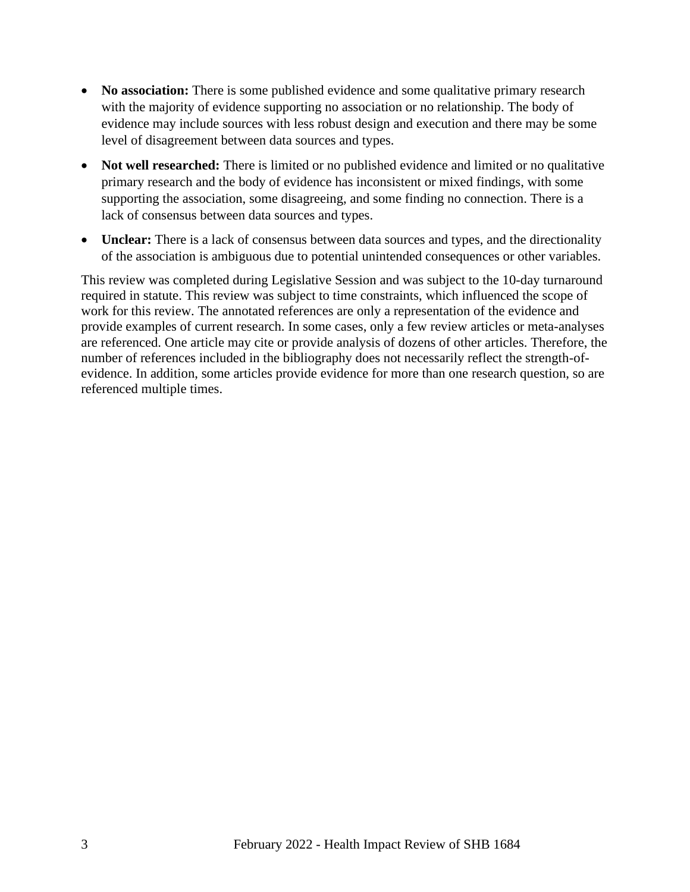- **No association:** There is some published evidence and some qualitative primary research with the majority of evidence supporting no association or no relationship. The body of evidence may include sources with less robust design and execution and there may be some level of disagreement between data sources and types.
- **Not well researched:** There is limited or no published evidence and limited or no qualitative primary research and the body of evidence has inconsistent or mixed findings, with some supporting the association, some disagreeing, and some finding no connection. There is a lack of consensus between data sources and types.
- **Unclear:** There is a lack of consensus between data sources and types, and the directionality of the association is ambiguous due to potential unintended consequences or other variables.

This review was completed during Legislative Session and was subject to the 10-day turnaround required in statute. This review was subject to time constraints, which influenced the scope of work for this review. The annotated references are only a representation of the evidence and provide examples of current research. In some cases, only a few review articles or meta-analyses are referenced. One article may cite or provide analysis of dozens of other articles. Therefore, the number of references included in the bibliography does not necessarily reflect the strength-of-evidence. In addition, some articles provide evidence for more than one research question, so are referenced multiple times.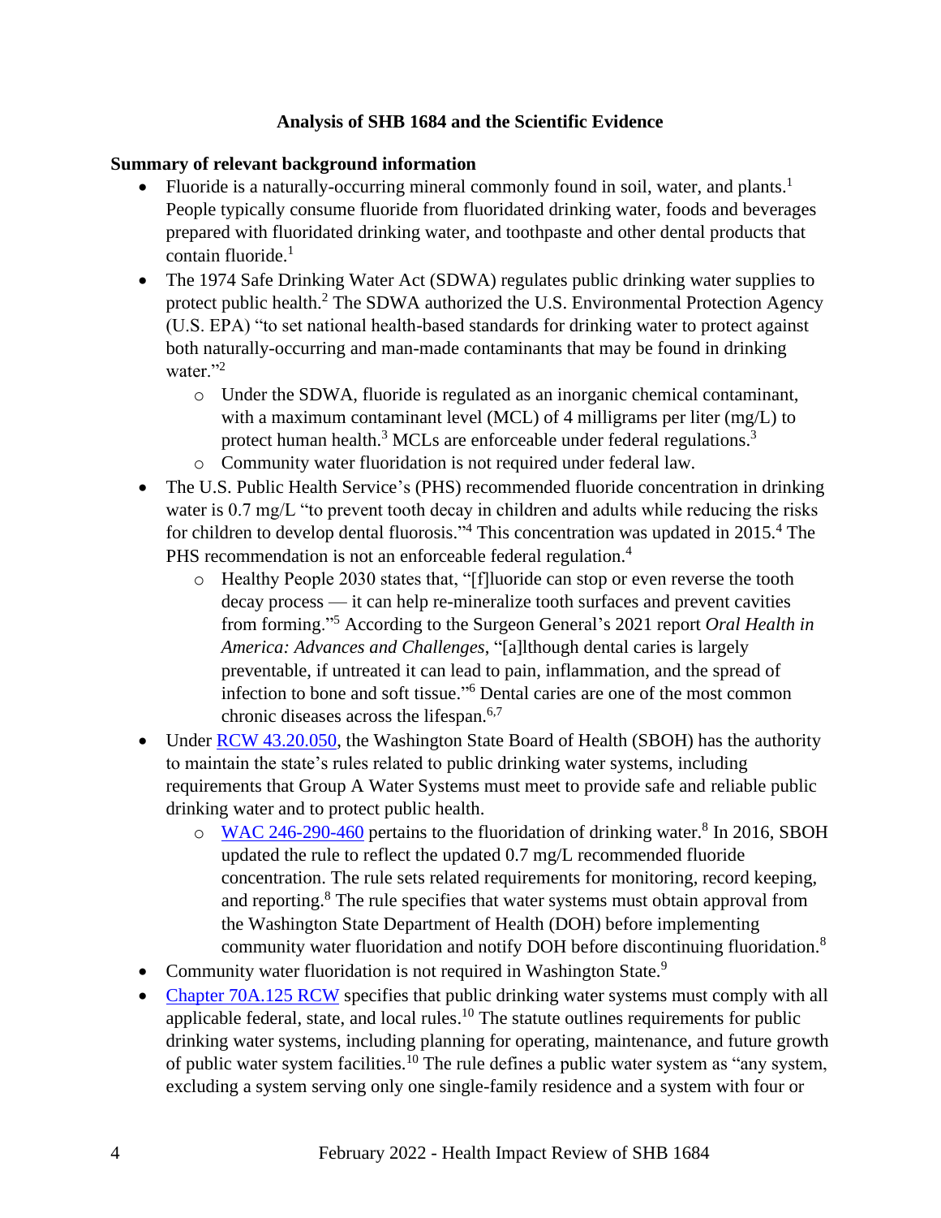## Analysis of SHB 1684 and the Scientific Evidence

### Summary of relevant background information

- Fluoride is a naturally-occurring mineral commonly found in soil, water, and plants.[1] People typically consume fluoride from fluoridated drinking water, foods and beverages prepared with fluoridated drinking water, and toothpaste and other dental products that contain fluoride.[1]
- The 1974 Safe Drinking Water Act (SDWA) regulates public drinking water supplies to protect public health.[2] The SDWA authorized the U.S. Environmental Protection Agency (U.S. EPA) "to set national health-based standards for drinking water to protect against both naturally-occurring and man-made contaminants that may be found in drinking water."[2]
    - Under the SDWA, fluoride is regulated as an inorganic chemical contaminant, with a maximum contaminant level (MCL) of 4 milligrams per liter (mg/L) to protect human health.[3] MCLs are enforceable under federal regulations.[3]
    - Community water fluoridation is not required under federal law.
- The U.S. Public Health Service's (PHS) recommended fluoride concentration in drinking water is 0.7 mg/L "to prevent tooth decay in children and adults while reducing the risks for children to develop dental fluorosis."[4] This concentration was updated in 2015.[4] The PHS recommendation is not an enforceable federal regulation.[4]
    - Healthy People 2030 states that, "[f]luoride can stop or even reverse the tooth decay process — it can help re-mineralize tooth surfaces and prevent cavities from forming."[5] According to the Surgeon General's 2021 report *Oral Health in America: Advances and Challenges*, "[a]lthough dental caries is largely preventable, if untreated it can lead to pain, inflammation, and the spread of infection to bone and soft tissue."[6] Dental caries are one of the most common chronic diseases across the lifespan.[6,7]
- Under RCW 43.20.050, the Washington State Board of Health (SBOH) has the authority to maintain the state's rules related to public drinking water systems, including requirements that Group A Water Systems must meet to provide safe and reliable public drinking water and to protect public health.
    - WAC 246-290-460 pertains to the fluoridation of drinking water.[8] In 2016, SBOH updated the rule to reflect the updated 0.7 mg/L recommended fluoride concentration. The rule sets related requirements for monitoring, record keeping, and reporting.[8] The rule specifies that water systems must obtain approval from the Washington State Department of Health (DOH) before implementing community water fluoridation and notify DOH before discontinuing fluoridation.[8]
- Community water fluoridation is not required in Washington State.[9]
- Chapter 70A.125 RCW specifies that public drinking water systems must comply with all applicable federal, state, and local rules.[10] The statute outlines requirements for public drinking water systems, including planning for operating, maintenance, and future growth of public water system facilities.[10] The rule defines a public water system as "any system, excluding a system serving only one single-family residence and a system with four or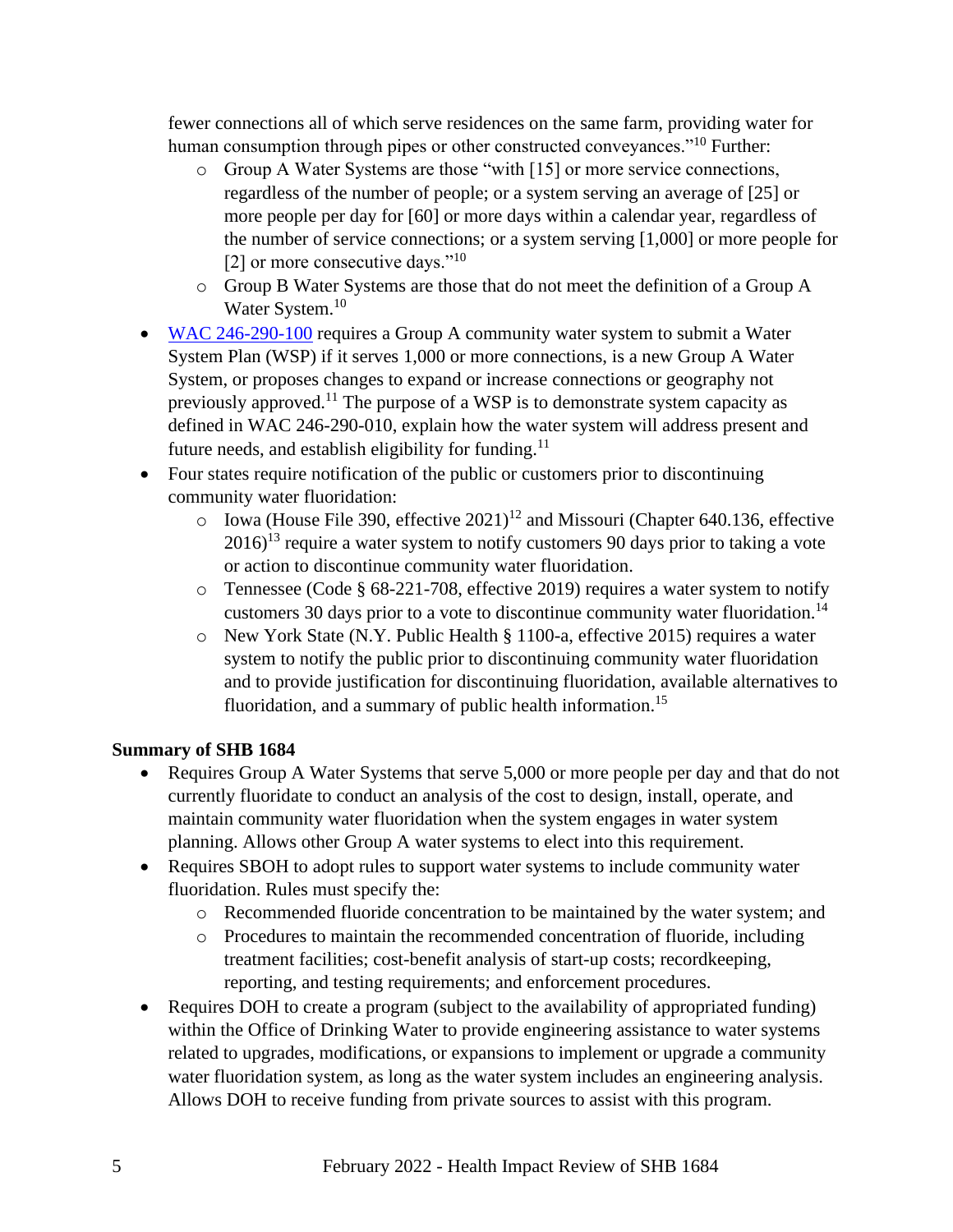fewer connections all of which serve residences on the same farm, providing water for human consumption through pipes or other constructed conveyances."[10] Further:

- Group A Water Systems are those "with [15] or more service connections, regardless of the number of people; or a system serving an average of [25] or more people per day for [60] or more days within a calendar year, regardless of the number of service connections; or a system serving [1,000] or more people for [2] or more consecutive days."[10]
- Group B Water Systems are those that do not meet the definition of a Group A Water System.[10]

- WAC 246-290-100 requires a Group A community water system to submit a Water System Plan (WSP) if it serves 1,000 or more connections, is a new Group A Water System, or proposes changes to expand or increase connections or geography not previously approved.[11] The purpose of a WSP is to demonstrate system capacity as defined in WAC 246-290-010, explain how the water system will address present and future needs, and establish eligibility for funding.[11]
- Four states require notification of the public or customers prior to discontinuing community water fluoridation:
  - Iowa (House File 390, effective 2021)[12] and Missouri (Chapter 640.136, effective 2016)[13] require a water system to notify customers 90 days prior to taking a vote or action to discontinue community water fluoridation.
  - Tennessee (Code § 68-221-708, effective 2019) requires a water system to notify customers 30 days prior to a vote to discontinue community water fluoridation.[14]
  - New York State (N.Y. Public Health § 1100-a, effective 2015) requires a water system to notify the public prior to discontinuing community water fluoridation and to provide justification for discontinuing fluoridation, available alternatives to fluoridation, and a summary of public health information.[15]

**Summary of SHB 1684**

- Requires Group A Water Systems that serve 5,000 or more people per day and that do not currently fluoridate to conduct an analysis of the cost to design, install, operate, and maintain community water fluoridation when the system engages in water system planning. Allows other Group A water systems to elect into this requirement.
- Requires SBOH to adopt rules to support water systems to include community water fluoridation. Rules must specify the:
  - Recommended fluoride concentration to be maintained by the water system; and
  - Procedures to maintain the recommended concentration of fluoride, including treatment facilities; cost-benefit analysis of start-up costs; recordkeeping, reporting, and testing requirements; and enforcement procedures.
- Requires DOH to create a program (subject to the availability of appropriated funding) within the Office of Drinking Water to provide engineering assistance to water systems related to upgrades, modifications, or expansions to implement or upgrade a community water fluoridation system, as long as the water system includes an engineering analysis. Allows DOH to receive funding from private sources to assist with this program.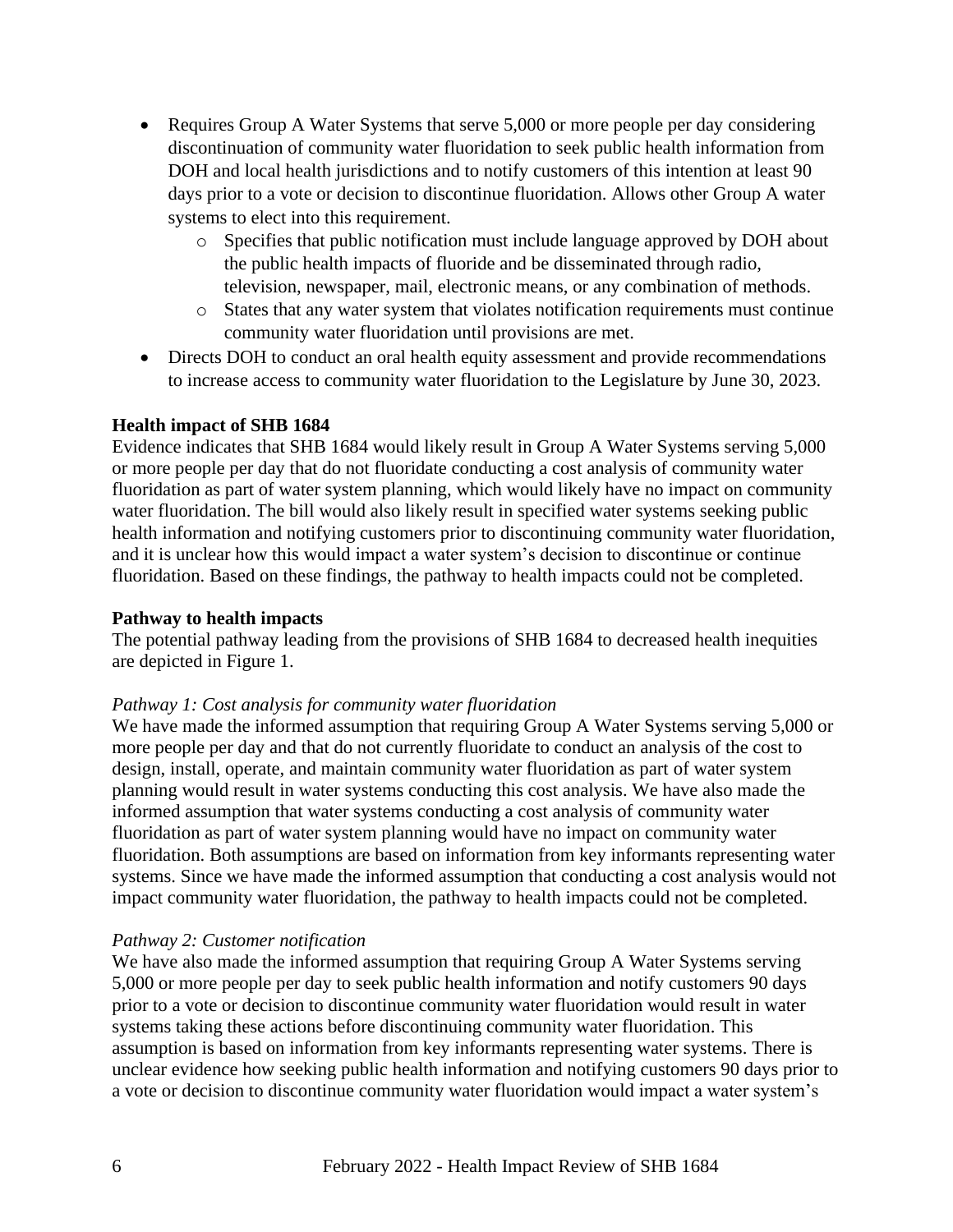- Requires Group A Water Systems that serve 5,000 or more people per day considering discontinuation of community water fluoridation to seek public health information from DOH and local health jurisdictions and to notify customers of this intention at least 90 days prior to a vote or decision to discontinue fluoridation. Allows other Group A water systems to elect into this requirement.
    - Specifies that public notification must include language approved by DOH about the public health impacts of fluoride and be disseminated through radio, television, newspaper, mail, electronic means, or any combination of methods.
    - States that any water system that violates notification requirements must continue community water fluoridation until provisions are met.
- Directs DOH to conduct an oral health equity assessment and provide recommendations to increase access to community water fluoridation to the Legislature by June 30, 2023.

**Health impact of SHB 1684**

Evidence indicates that SHB 1684 would likely result in Group A Water Systems serving 5,000 or more people per day that do not fluoridate conducting a cost analysis of community water fluoridation as part of water system planning, which would likely have no impact on community water fluoridation. The bill would also likely result in specified water systems seeking public health information and notifying customers prior to discontinuing community water fluoridation, and it is unclear how this would impact a water system's decision to discontinue or continue fluoridation. Based on these findings, the pathway to health impacts could not be completed.

**Pathway to health impacts**

The potential pathway leading from the provisions of SHB 1684 to decreased health inequities are depicted in Figure 1.

*Pathway 1: Cost analysis for community water fluoridation*

We have made the informed assumption that requiring Group A Water Systems serving 5,000 or more people per day and that do not currently fluoridate to conduct an analysis of the cost to design, install, operate, and maintain community water fluoridation as part of water system planning would result in water systems conducting this cost analysis. We have also made the informed assumption that water systems conducting a cost analysis of community water fluoridation as part of water system planning would have no impact on community water fluoridation. Both assumptions are based on information from key informants representing water systems. Since we have made the informed assumption that conducting a cost analysis would not impact community water fluoridation, the pathway to health impacts could not be completed.

*Pathway 2: Customer notification*

We have also made the informed assumption that requiring Group A Water Systems serving 5,000 or more people per day to seek public health information and notify customers 90 days prior to a vote or decision to discontinue community water fluoridation would result in water systems taking these actions before discontinuing community water fluoridation. This assumption is based on information from key informants representing water systems. There is unclear evidence how seeking public health information and notifying customers 90 days prior to a vote or decision to discontinue community water fluoridation would impact a water system's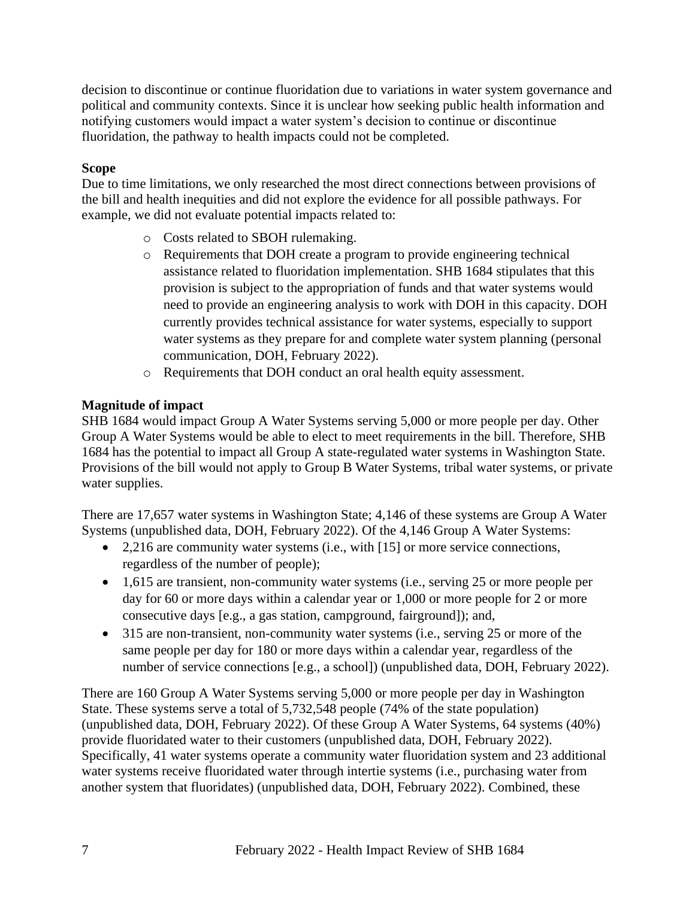decision to discontinue or continue fluoridation due to variations in water system governance and political and community contexts. Since it is unclear how seeking public health information and notifying customers would impact a water system's decision to continue or discontinue fluoridation, the pathway to health impacts could not be completed.

**Scope**

Due to time limitations, we only researched the most direct connections between provisions of the bill and health inequities and did not explore the evidence for all possible pathways. For example, we did not evaluate potential impacts related to:

- Costs related to SBOH rulemaking.
- Requirements that DOH create a program to provide engineering technical assistance related to fluoridation implementation. SHB 1684 stipulates that this provision is subject to the appropriation of funds and that water systems would need to provide an engineering analysis to work with DOH in this capacity. DOH currently provides technical assistance for water systems, especially to support water systems as they prepare for and complete water system planning (personal communication, DOH, February 2022).
- Requirements that DOH conduct an oral health equity assessment.

**Magnitude of impact**

SHB 1684 would impact Group A Water Systems serving 5,000 or more people per day. Other Group A Water Systems would be able to elect to meet requirements in the bill. Therefore, SHB 1684 has the potential to impact all Group A state-regulated water systems in Washington State. Provisions of the bill would not apply to Group B Water Systems, tribal water systems, or private water supplies.

There are 17,657 water systems in Washington State; 4,146 of these systems are Group A Water Systems (unpublished data, DOH, February 2022). Of the 4,146 Group A Water Systems:

- 2,216 are community water systems (i.e., with [15] or more service connections, regardless of the number of people);
- 1,615 are transient, non-community water systems (i.e., serving 25 or more people per day for 60 or more days within a calendar year or 1,000 or more people for 2 or more consecutive days [e.g., a gas station, campground, fairground]); and,
- 315 are non-transient, non-community water systems (i.e., serving 25 or more of the same people per day for 180 or more days within a calendar year, regardless of the number of service connections [e.g., a school]) (unpublished data, DOH, February 2022).

There are 160 Group A Water Systems serving 5,000 or more people per day in Washington State. These systems serve a total of 5,732,548 people (74% of the state population) (unpublished data, DOH, February 2022). Of these Group A Water Systems, 64 systems (40%) provide fluoridated water to their customers (unpublished data, DOH, February 2022). Specifically, 41 water systems operate a community water fluoridation system and 23 additional water systems receive fluoridated water through intertie systems (i.e., purchasing water from another system that fluoridates) (unpublished data, DOH, February 2022). Combined, these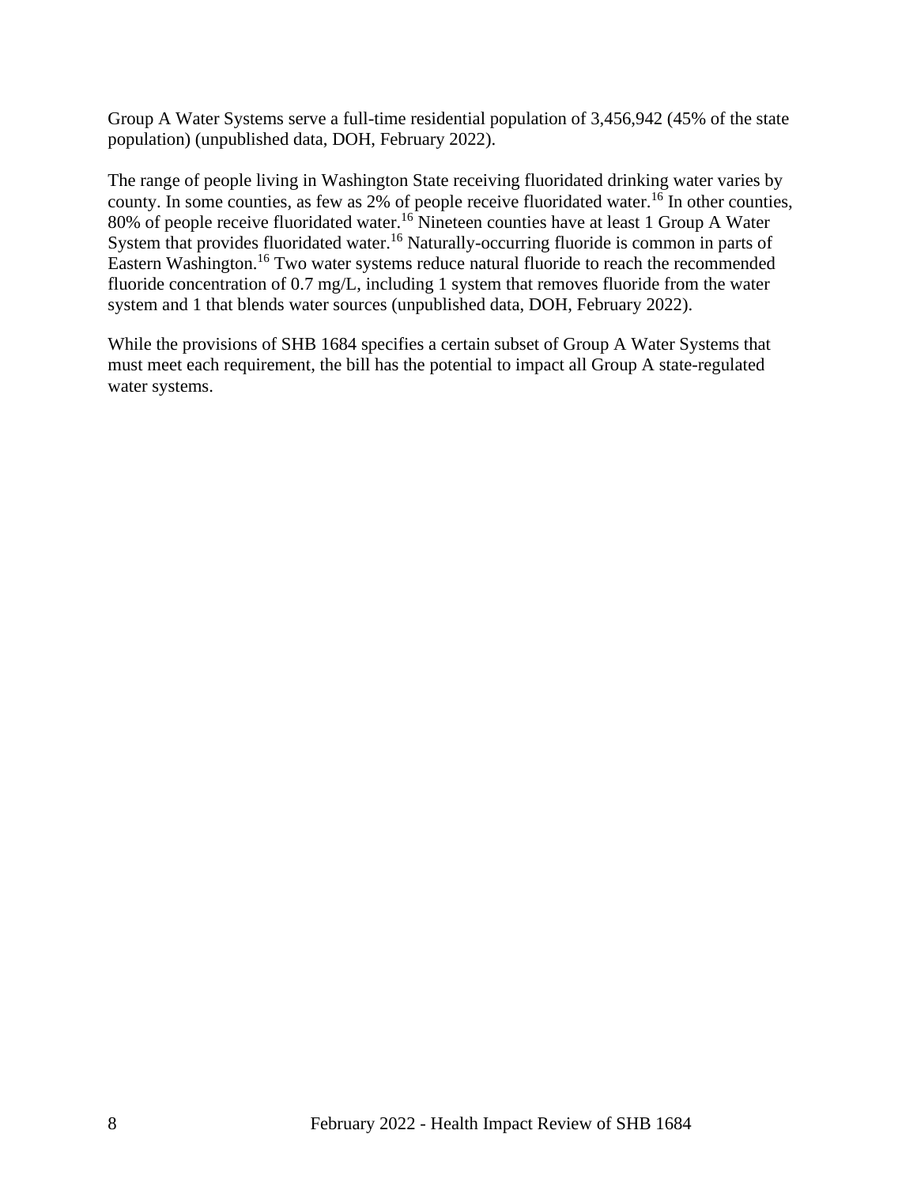Group A Water Systems serve a full-time residential population of 3,456,942 (45% of the state population) (unpublished data, DOH, February 2022).

The range of people living in Washington State receiving fluoridated drinking water varies by county. In some counties, as few as 2% of people receive fluoridated water.[16] In other counties, 80% of people receive fluoridated water.[16] Nineteen counties have at least 1 Group A Water System that provides fluoridated water.[16] Naturally-occurring fluoride is common in parts of Eastern Washington.[16] Two water systems reduce natural fluoride to reach the recommended fluoride concentration of 0.7 mg/L, including 1 system that removes fluoride from the water system and 1 that blends water sources (unpublished data, DOH, February 2022).

While the provisions of SHB 1684 specifies a certain subset of Group A Water Systems that must meet each requirement, the bill has the potential to impact all Group A state-regulated water systems.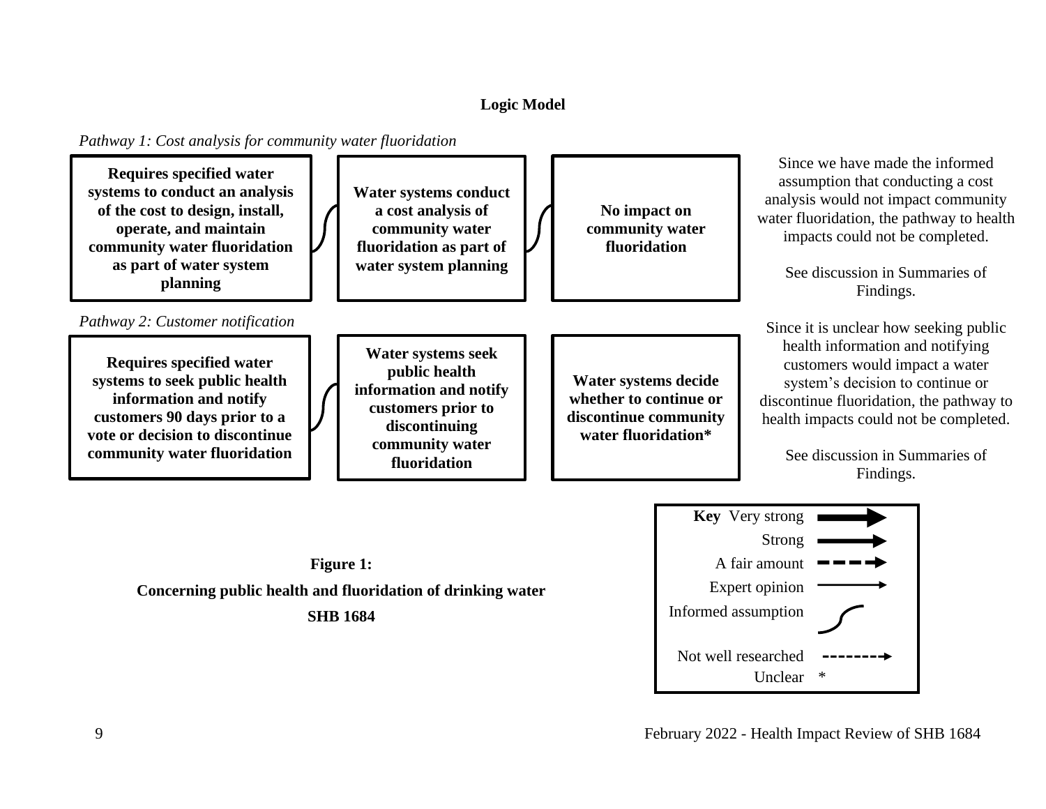**Logic Model**

*Pathway 1: Cost analysis for community water fluoridation*

**Requires specified water systems to conduct an analysis of the cost to design, install, operate, and maintain community water fluoridation as part of water system planning**

**Water systems conduct a cost analysis of community water fluoridation as part of water system planning**

**No impact on community water fluoridation**

Since we have made the informed assumption that conducting a cost analysis would not impact community water fluoridation, the pathway to health impacts could not be completed.

See discussion in Summaries of Findings.

*Pathway 2: Customer notification*

**Requires specified water systems to seek public health information and notify customers 90 days prior to a vote or decision to discontinue community water fluoridation**

**Water systems seek public health information and notify customers prior to discontinuing community water fluoridation**

**Water systems decide whether to continue or discontinue community water fluoridation***

Since it is unclear how seeking public health information and notifying customers would impact a water system's decision to continue or discontinue fluoridation, the pathway to health impacts could not be completed.

See discussion in Summaries of Findings.

**Key**
- Very strong
- Strong
- A fair amount
- Expert opinion
- Informed assumption
- Not well researched
- Unclear *

**Figure 1:**

**Concerning public health and fluoridation of drinking water**

**SHB 1684**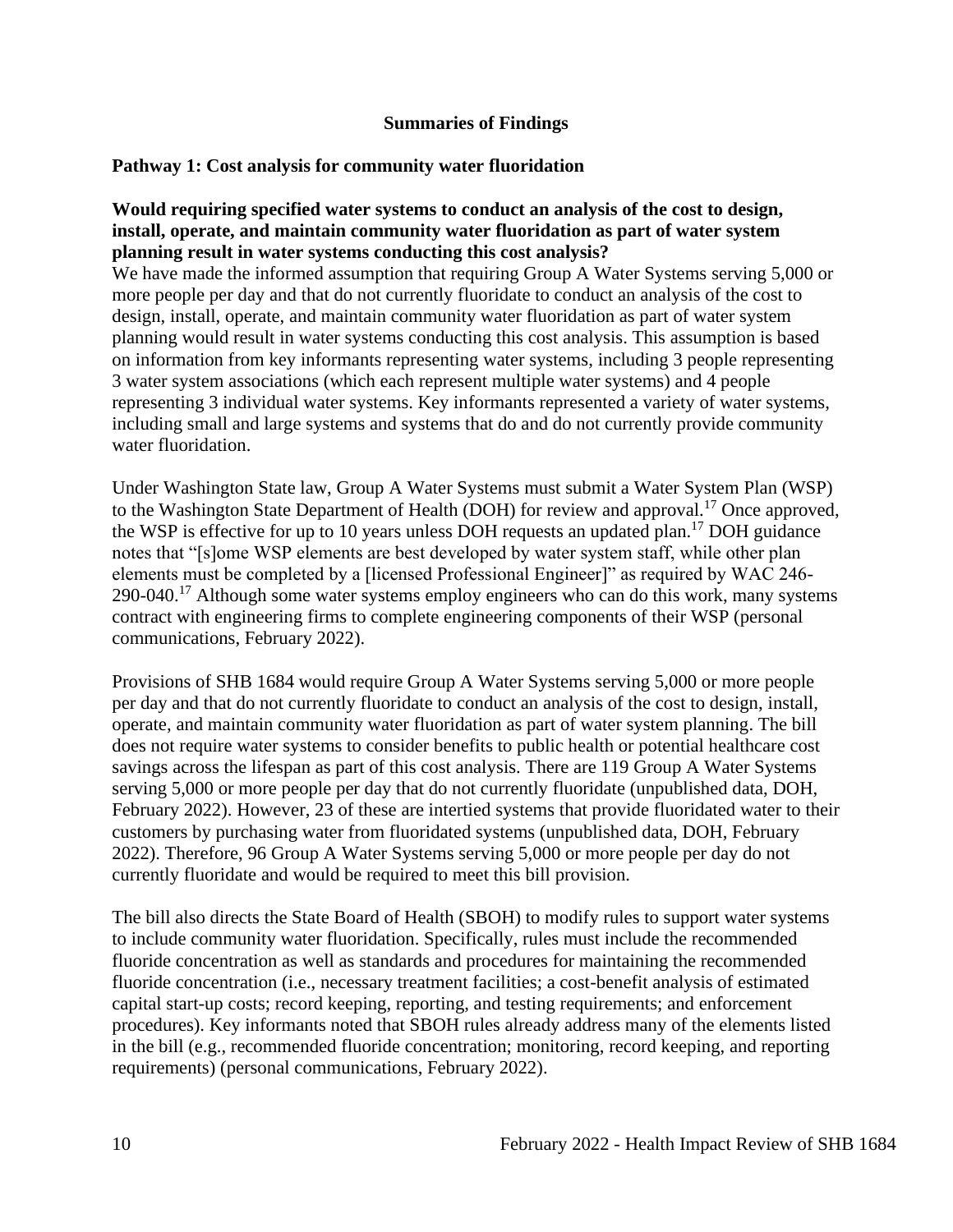## Summaries of Findings

### Pathway 1: Cost analysis for community water fluoridation

**Would requiring specified water systems to conduct an analysis of the cost to design, install, operate, and maintain community water fluoridation as part of water system planning result in water systems conducting this cost analysis?**

We have made the informed assumption that requiring Group A Water Systems serving 5,000 or more people per day and that do not currently fluoridate to conduct an analysis of the cost to design, install, operate, and maintain community water fluoridation as part of water system planning would result in water systems conducting this cost analysis. This assumption is based on information from key informants representing water systems, including 3 people representing 3 water system associations (which each represent multiple water systems) and 4 people representing 3 individual water systems. Key informants represented a variety of water systems, including small and large systems and systems that do and do not currently provide community water fluoridation.

Under Washington State law, Group A Water Systems must submit a Water System Plan (WSP) to the Washington State Department of Health (DOH) for review and approval.[17] Once approved, the WSP is effective for up to 10 years unless DOH requests an updated plan.[17] DOH guidance notes that "[s]ome WSP elements are best developed by water system staff, while other plan elements must be completed by a [licensed Professional Engineer]" as required by WAC 246-290-040.[17] Although some water systems employ engineers who can do this work, many systems contract with engineering firms to complete engineering components of their WSP (personal communications, February 2022).

Provisions of SHB 1684 would require Group A Water Systems serving 5,000 or more people per day and that do not currently fluoridate to conduct an analysis of the cost to design, install, operate, and maintain community water fluoridation as part of water system planning. The bill does not require water systems to consider benefits to public health or potential healthcare cost savings across the lifespan as part of this cost analysis. There are 119 Group A Water Systems serving 5,000 or more people per day that do not currently fluoridate (unpublished data, DOH, February 2022). However, 23 of these are intertied systems that provide fluoridated water to their customers by purchasing water from fluoridated systems (unpublished data, DOH, February 2022). Therefore, 96 Group A Water Systems serving 5,000 or more people per day do not currently fluoridate and would be required to meet this bill provision.

The bill also directs the State Board of Health (SBOH) to modify rules to support water systems to include community water fluoridation. Specifically, rules must include the recommended fluoride concentration as well as standards and procedures for maintaining the recommended fluoride concentration (i.e., necessary treatment facilities; a cost-benefit analysis of estimated capital start-up costs; record keeping, reporting, and testing requirements; and enforcement procedures). Key informants noted that SBOH rules already address many of the elements listed in the bill (e.g., recommended fluoride concentration; monitoring, record keeping, and reporting requirements) (personal communications, February 2022).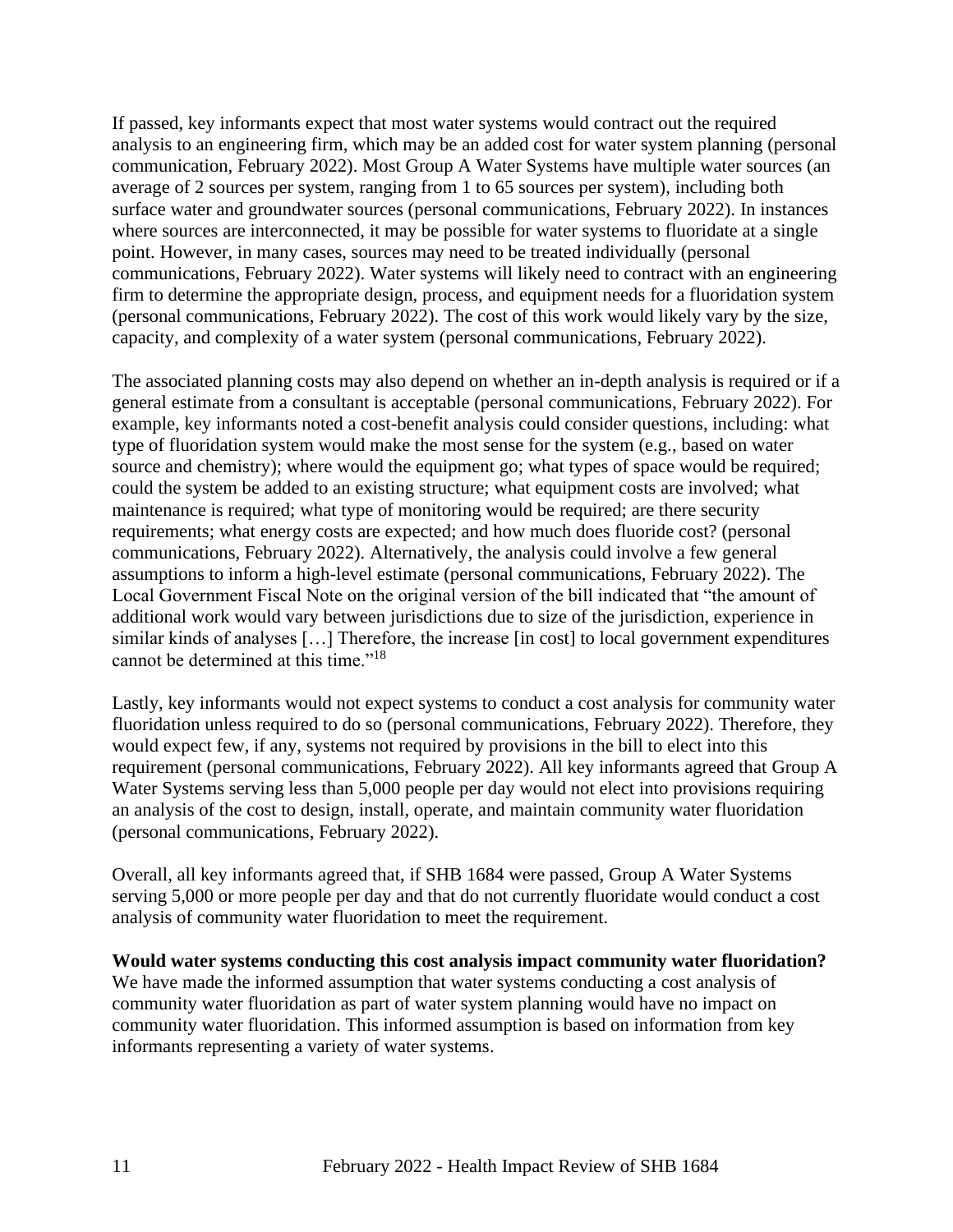If passed, key informants expect that most water systems would contract out the required analysis to an engineering firm, which may be an added cost for water system planning (personal communication, February 2022). Most Group A Water Systems have multiple water sources (an average of 2 sources per system, ranging from 1 to 65 sources per system), including both surface water and groundwater sources (personal communications, February 2022). In instances where sources are interconnected, it may be possible for water systems to fluoridate at a single point. However, in many cases, sources may need to be treated individually (personal communications, February 2022). Water systems will likely need to contract with an engineering firm to determine the appropriate design, process, and equipment needs for a fluoridation system (personal communications, February 2022). The cost of this work would likely vary by the size, capacity, and complexity of a water system (personal communications, February 2022).

The associated planning costs may also depend on whether an in-depth analysis is required or if a general estimate from a consultant is acceptable (personal communications, February 2022). For example, key informants noted a cost-benefit analysis could consider questions, including: what type of fluoridation system would make the most sense for the system (e.g., based on water source and chemistry); where would the equipment go; what types of space would be required; could the system be added to an existing structure; what equipment costs are involved; what maintenance is required; what type of monitoring would be required; are there security requirements; what energy costs are expected; and how much does fluoride cost? (personal communications, February 2022). Alternatively, the analysis could involve a few general assumptions to inform a high-level estimate (personal communications, February 2022). The Local Government Fiscal Note on the original version of the bill indicated that "the amount of additional work would vary between jurisdictions due to size of the jurisdiction, experience in similar kinds of analyses […] Therefore, the increase [in cost] to local government expenditures cannot be determined at this time."[18]

Lastly, key informants would not expect systems to conduct a cost analysis for community water fluoridation unless required to do so (personal communications, February 2022). Therefore, they would expect few, if any, systems not required by provisions in the bill to elect into this requirement (personal communications, February 2022). All key informants agreed that Group A Water Systems serving less than 5,000 people per day would not elect into provisions requiring an analysis of the cost to design, install, operate, and maintain community water fluoridation (personal communications, February 2022).

Overall, all key informants agreed that, if SHB 1684 were passed, Group A Water Systems serving 5,000 or more people per day and that do not currently fluoridate would conduct a cost analysis of community water fluoridation to meet the requirement.

**Would water systems conducting this cost analysis impact community water fluoridation?**
We have made the informed assumption that water systems conducting a cost analysis of community water fluoridation as part of water system planning would have no impact on community water fluoridation. This informed assumption is based on information from key informants representing a variety of water systems.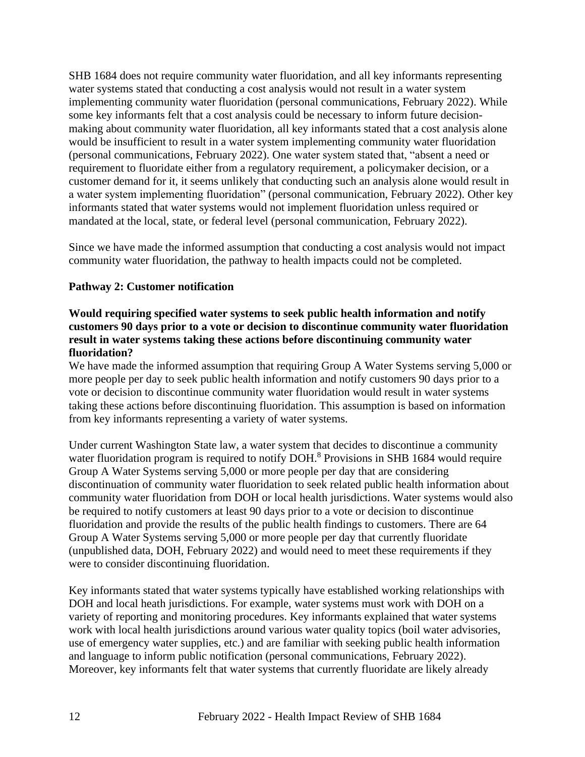SHB 1684 does not require community water fluoridation, and all key informants representing water systems stated that conducting a cost analysis would not result in a water system implementing community water fluoridation (personal communications, February 2022). While some key informants felt that a cost analysis could be necessary to inform future decision-making about community water fluoridation, all key informants stated that a cost analysis alone would be insufficient to result in a water system implementing community water fluoridation (personal communications, February 2022). One water system stated that, "absent a need or requirement to fluoridate either from a regulatory requirement, a policymaker decision, or a customer demand for it, it seems unlikely that conducting such an analysis alone would result in a water system implementing fluoridation" (personal communication, February 2022). Other key informants stated that water systems would not implement fluoridation unless required or mandated at the local, state, or federal level (personal communication, February 2022).

Since we have made the informed assumption that conducting a cost analysis would not impact community water fluoridation, the pathway to health impacts could not be completed.

**Pathway 2: Customer notification**

**Would requiring specified water systems to seek public health information and notify customers 90 days prior to a vote or decision to discontinue community water fluoridation result in water systems taking these actions before discontinuing community water fluoridation?**

We have made the informed assumption that requiring Group A Water Systems serving 5,000 or more people per day to seek public health information and notify customers 90 days prior to a vote or decision to discontinue community water fluoridation would result in water systems taking these actions before discontinuing fluoridation. This assumption is based on information from key informants representing a variety of water systems.

Under current Washington State law, a water system that decides to discontinue a community water fluoridation program is required to notify DOH.[8] Provisions in SHB 1684 would require Group A Water Systems serving 5,000 or more people per day that are considering discontinuation of community water fluoridation to seek related public health information about community water fluoridation from DOH or local health jurisdictions. Water systems would also be required to notify customers at least 90 days prior to a vote or decision to discontinue fluoridation and provide the results of the public health findings to customers. There are 64 Group A Water Systems serving 5,000 or more people per day that currently fluoridate (unpublished data, DOH, February 2022) and would need to meet these requirements if they were to consider discontinuing fluoridation.

Key informants stated that water systems typically have established working relationships with DOH and local heath jurisdictions. For example, water systems must work with DOH on a variety of reporting and monitoring procedures. Key informants explained that water systems work with local health jurisdictions around various water quality topics (boil water advisories, use of emergency water supplies, etc.) and are familiar with seeking public health information and language to inform public notification (personal communications, February 2022). Moreover, key informants felt that water systems that currently fluoridate are likely already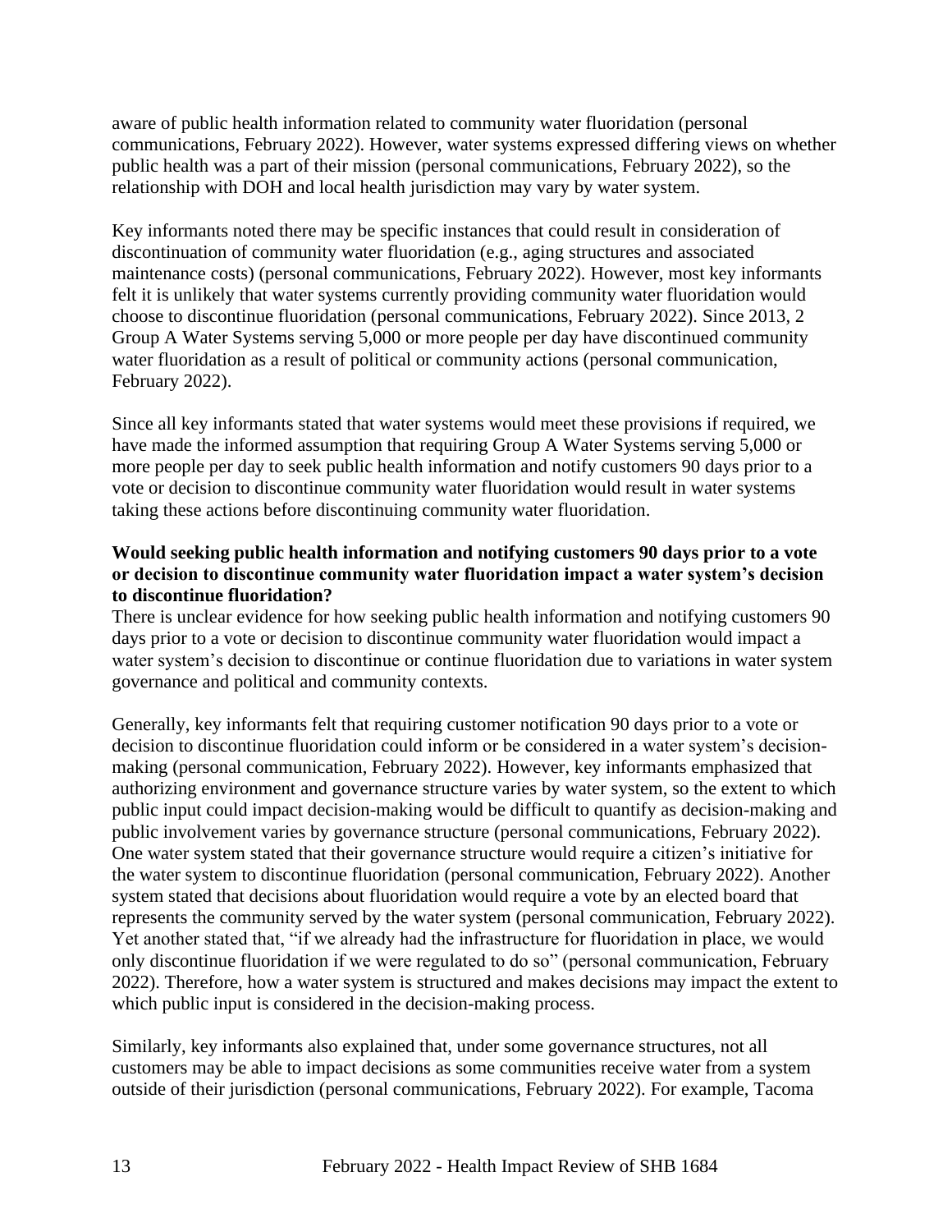aware of public health information related to community water fluoridation (personal communications, February 2022). However, water systems expressed differing views on whether public health was a part of their mission (personal communications, February 2022), so the relationship with DOH and local health jurisdiction may vary by water system.

Key informants noted there may be specific instances that could result in consideration of discontinuation of community water fluoridation (e.g., aging structures and associated maintenance costs) (personal communications, February 2022). However, most key informants felt it is unlikely that water systems currently providing community water fluoridation would choose to discontinue fluoridation (personal communications, February 2022). Since 2013, 2 Group A Water Systems serving 5,000 or more people per day have discontinued community water fluoridation as a result of political or community actions (personal communication, February 2022).

Since all key informants stated that water systems would meet these provisions if required, we have made the informed assumption that requiring Group A Water Systems serving 5,000 or more people per day to seek public health information and notify customers 90 days prior to a vote or decision to discontinue community water fluoridation would result in water systems taking these actions before discontinuing community water fluoridation.

**Would seeking public health information and notifying customers 90 days prior to a vote or decision to discontinue community water fluoridation impact a water system's decision to discontinue fluoridation?**

There is unclear evidence for how seeking public health information and notifying customers 90 days prior to a vote or decision to discontinue community water fluoridation would impact a water system's decision to discontinue or continue fluoridation due to variations in water system governance and political and community contexts.

Generally, key informants felt that requiring customer notification 90 days prior to a vote or decision to discontinue fluoridation could inform or be considered in a water system's decision-making (personal communication, February 2022). However, key informants emphasized that authorizing environment and governance structure varies by water system, so the extent to which public input could impact decision-making would be difficult to quantify as decision-making and public involvement varies by governance structure (personal communications, February 2022). One water system stated that their governance structure would require a citizen's initiative for the water system to discontinue fluoridation (personal communication, February 2022). Another system stated that decisions about fluoridation would require a vote by an elected board that represents the community served by the water system (personal communication, February 2022). Yet another stated that, "if we already had the infrastructure for fluoridation in place, we would only discontinue fluoridation if we were regulated to do so" (personal communication, February 2022). Therefore, how a water system is structured and makes decisions may impact the extent to which public input is considered in the decision-making process.

Similarly, key informants also explained that, under some governance structures, not all customers may be able to impact decisions as some communities receive water from a system outside of their jurisdiction (personal communications, February 2022). For example, Tacoma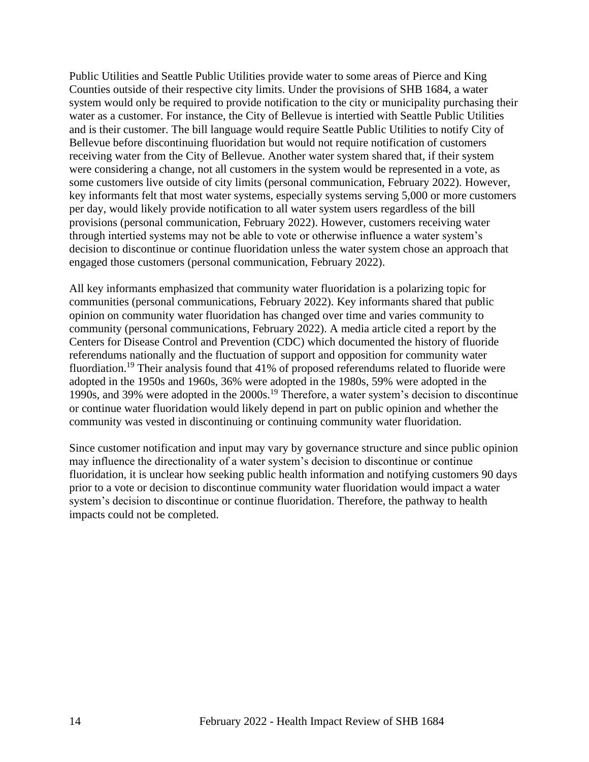Public Utilities and Seattle Public Utilities provide water to some areas of Pierce and King Counties outside of their respective city limits. Under the provisions of SHB 1684, a water system would only be required to provide notification to the city or municipality purchasing their water as a customer. For instance, the City of Bellevue is intertied with Seattle Public Utilities and is their customer. The bill language would require Seattle Public Utilities to notify City of Bellevue before discontinuing fluoridation but would not require notification of customers receiving water from the City of Bellevue. Another water system shared that, if their system were considering a change, not all customers in the system would be represented in a vote, as some customers live outside of city limits (personal communication, February 2022). However, key informants felt that most water systems, especially systems serving 5,000 or more customers per day, would likely provide notification to all water system users regardless of the bill provisions (personal communication, February 2022). However, customers receiving water through intertied systems may not be able to vote or otherwise influence a water system's decision to discontinue or continue fluoridation unless the water system chose an approach that engaged those customers (personal communication, February 2022).

All key informants emphasized that community water fluoridation is a polarizing topic for communities (personal communications, February 2022). Key informants shared that public opinion on community water fluoridation has changed over time and varies community to community (personal communications, February 2022). A media article cited a report by the Centers for Disease Control and Prevention (CDC) which documented the history of fluoride referendums nationally and the fluctuation of support and opposition for community water fluordiation.[19] Their analysis found that 41% of proposed referendums related to fluoride were adopted in the 1950s and 1960s, 36% were adopted in the 1980s, 59% were adopted in the 1990s, and 39% were adopted in the 2000s.[19] Therefore, a water system's decision to discontinue or continue water fluoridation would likely depend in part on public opinion and whether the community was vested in discontinuing or continuing community water fluoridation.

Since customer notification and input may vary by governance structure and since public opinion may influence the directionality of a water system's decision to discontinue or continue fluoridation, it is unclear how seeking public health information and notifying customers 90 days prior to a vote or decision to discontinue community water fluoridation would impact a water system's decision to discontinue or continue fluoridation. Therefore, the pathway to health impacts could not be completed.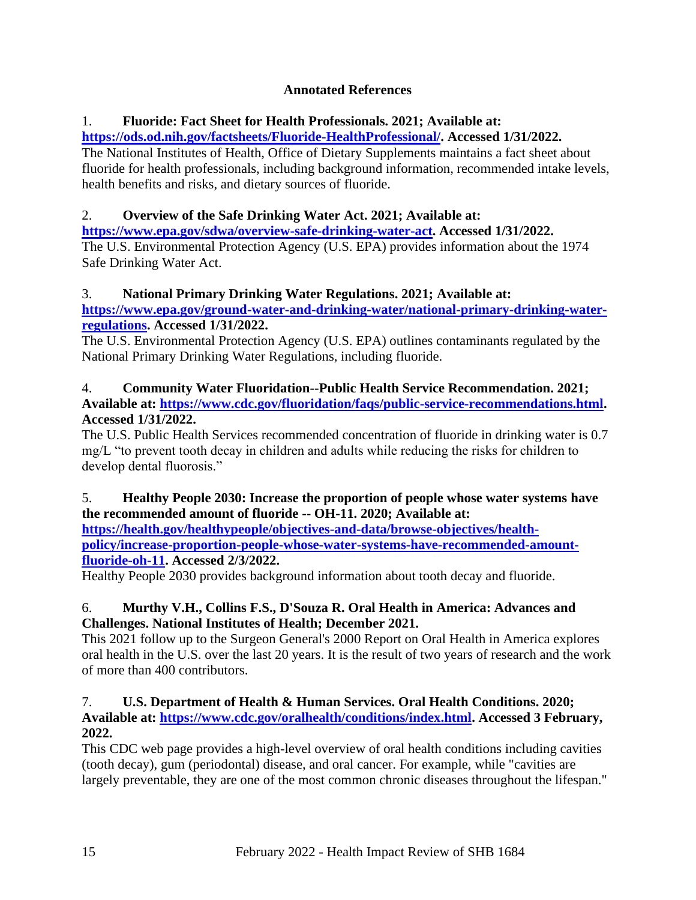## Annotated References

1. **Fluoride: Fact Sheet for Health Professionals. 2021; Available at: [https://ods.od.nih.gov/factsheets/Fluoride-HealthProfessional/](https://ods.od.nih.gov/factsheets/Fluoride-HealthProfessional/). Accessed 1/31/2022.**
The National Institutes of Health, Office of Dietary Supplements maintains a fact sheet about fluoride for health professionals, including background information, recommended intake levels, health benefits and risks, and dietary sources of fluoride.

2. **Overview of the Safe Drinking Water Act. 2021; Available at: [https://www.epa.gov/sdwa/overview-safe-drinking-water-act](https://www.epa.gov/sdwa/overview-safe-drinking-water-act). Accessed 1/31/2022.**
The U.S. Environmental Protection Agency (U.S. EPA) provides information about the 1974 Safe Drinking Water Act.

3. **National Primary Drinking Water Regulations. 2021; Available at: [https://www.epa.gov/ground-water-and-drinking-water/national-primary-drinking-water-regulations](https://www.epa.gov/ground-water-and-drinking-water/national-primary-drinking-water-regulations). Accessed 1/31/2022.**
The U.S. Environmental Protection Agency (U.S. EPA) outlines contaminants regulated by the National Primary Drinking Water Regulations, including fluoride.

4. **Community Water Fluoridation--Public Health Service Recommendation. 2021; Available at: [https://www.cdc.gov/fluoridation/faqs/public-service-recommendations.html](https://www.cdc.gov/fluoridation/faqs/public-service-recommendations.html). Accessed 1/31/2022.**
The U.S. Public Health Services recommended concentration of fluoride in drinking water is 0.7 mg/L "to prevent tooth decay in children and adults while reducing the risks for children to develop dental fluorosis."

5. **Healthy People 2030: Increase the proportion of people whose water systems have the recommended amount of fluoride -- OH-11. 2020; Available at: [https://health.gov/healthypeople/objectives-and-data/browse-objectives/health-policy/increase-proportion-people-whose-water-systems-have-recommended-amount-fluoride-oh-11](https://health.gov/healthypeople/objectives-and-data/browse-objectives/health-policy/increase-proportion-people-whose-water-systems-have-recommended-amount-fluoride-oh-11). Accessed 2/3/2022.**
Healthy People 2030 provides background information about tooth decay and fluoride.

6. **Murthy V.H., Collins F.S., D'Souza R. Oral Health in America: Advances and Challenges. National Institutes of Health; December 2021.**
This 2021 follow up to the Surgeon General's 2000 Report on Oral Health in America explores oral health in the U.S. over the last 20 years. It is the result of two years of research and the work of more than 400 contributors.

7. **U.S. Department of Health & Human Services. Oral Health Conditions. 2020; Available at: [https://www.cdc.gov/oralhealth/conditions/index.html](https://www.cdc.gov/oralhealth/conditions/index.html). Accessed 3 February, 2022.**
This CDC web page provides a high-level overview of oral health conditions including cavities (tooth decay), gum (periodontal) disease, and oral cancer. For example, while "cavities are largely preventable, they are one of the most common chronic diseases throughout the lifespan."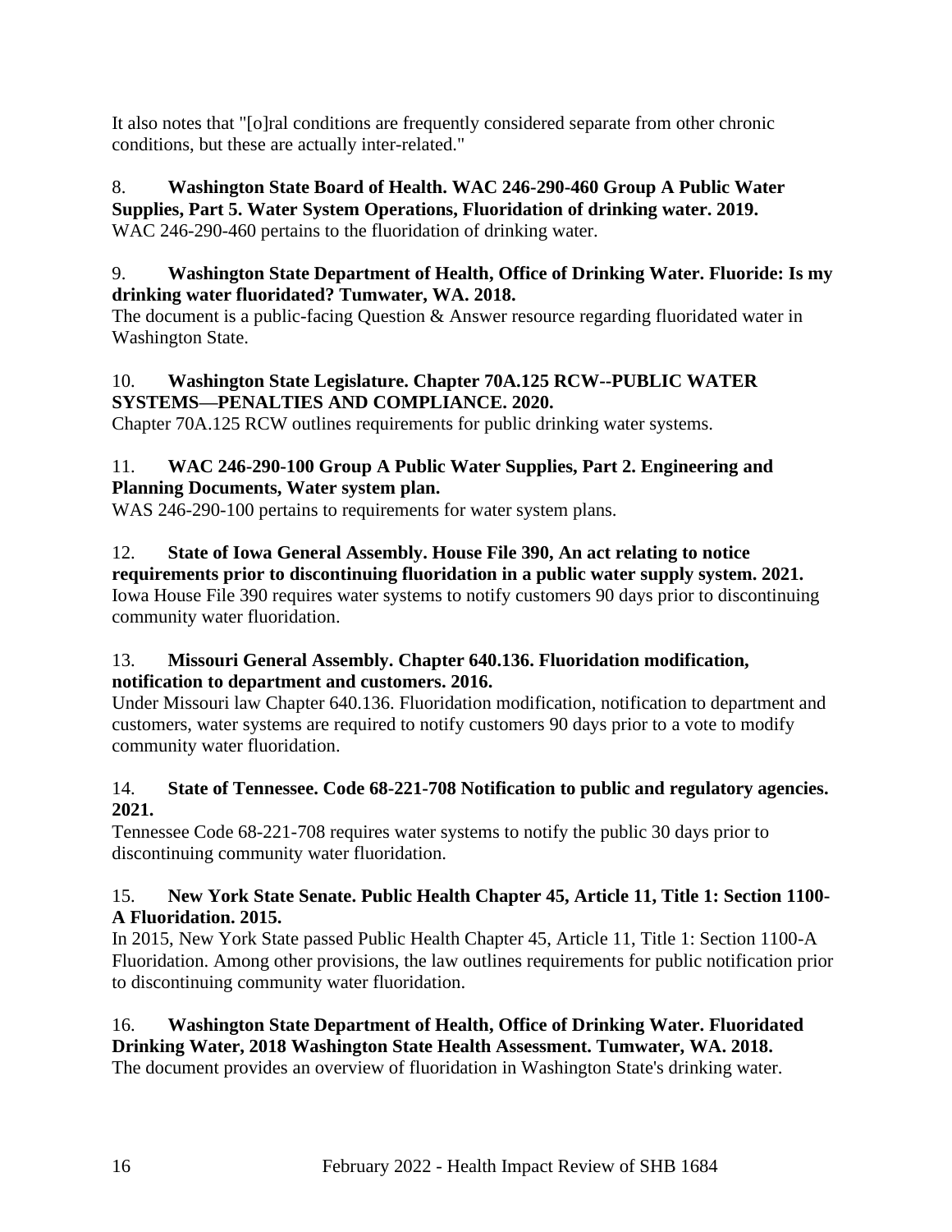It also notes that "[o]ral conditions are frequently considered separate from other chronic conditions, but these are actually inter-related."

8. **Washington State Board of Health. WAC 246-290-460 Group A Public Water Supplies, Part 5. Water System Operations, Fluoridation of drinking water. 2019.**
WAC 246-290-460 pertains to the fluoridation of drinking water.

9. **Washington State Department of Health, Office of Drinking Water. Fluoride: Is my drinking water fluoridated? Tumwater, WA. 2018.**
The document is a public-facing Question & Answer resource regarding fluoridated water in Washington State.

10. **Washington State Legislature. Chapter 70A.125 RCW--PUBLIC WATER SYSTEMS—PENALTIES AND COMPLIANCE. 2020.**
Chapter 70A.125 RCW outlines requirements for public drinking water systems.

11. **WAC 246-290-100 Group A Public Water Supplies, Part 2. Engineering and Planning Documents, Water system plan.**
WAS 246-290-100 pertains to requirements for water system plans.

12. **State of Iowa General Assembly. House File 390, An act relating to notice requirements prior to discontinuing fluoridation in a public water supply system. 2021.**
Iowa House File 390 requires water systems to notify customers 90 days prior to discontinuing community water fluoridation.

13. **Missouri General Assembly. Chapter 640.136. Fluoridation modification, notification to department and customers. 2016.**
Under Missouri law Chapter 640.136. Fluoridation modification, notification to department and customers, water systems are required to notify customers 90 days prior to a vote to modify community water fluoridation.

14. **State of Tennessee. Code 68-221-708 Notification to public and regulatory agencies. 2021.**
Tennessee Code 68-221-708 requires water systems to notify the public 30 days prior to discontinuing community water fluoridation.

15. **New York State Senate. Public Health Chapter 45, Article 11, Title 1: Section 1100-A Fluoridation. 2015.**
In 2015, New York State passed Public Health Chapter 45, Article 11, Title 1: Section 1100-A Fluoridation. Among other provisions, the law outlines requirements for public notification prior to discontinuing community water fluoridation.

16. **Washington State Department of Health, Office of Drinking Water. Fluoridated Drinking Water, 2018 Washington State Health Assessment. Tumwater, WA. 2018.**
The document provides an overview of fluoridation in Washington State's drinking water.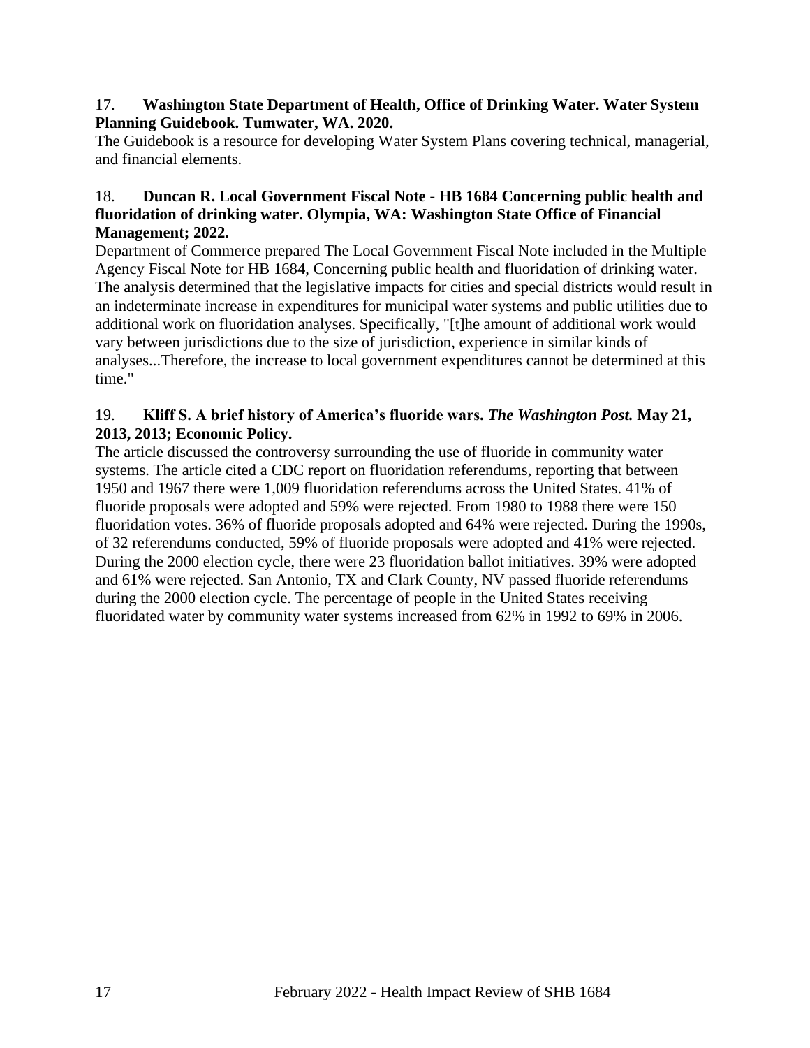17. **Washington State Department of Health, Office of Drinking Water. Water System Planning Guidebook. Tumwater, WA. 2020.**

The Guidebook is a resource for developing Water System Plans covering technical, managerial, and financial elements.

18. **Duncan R. Local Government Fiscal Note - HB 1684 Concerning public health and fluoridation of drinking water. Olympia, WA: Washington State Office of Financial Management; 2022.**

Department of Commerce prepared The Local Government Fiscal Note included in the Multiple Agency Fiscal Note for HB 1684, Concerning public health and fluoridation of drinking water. The analysis determined that the legislative impacts for cities and special districts would result in an indeterminate increase in expenditures for municipal water systems and public utilities due to additional work on fluoridation analyses. Specifically, "[t]he amount of additional work would vary between jurisdictions due to the size of jurisdiction, experience in similar kinds of analyses...Therefore, the increase to local government expenditures cannot be determined at this time."

19. **Kliff S. A brief history of America's fluoride wars. *The Washington Post.* May 21, 2013, 2013; Economic Policy.**

The article discussed the controversy surrounding the use of fluoride in community water systems. The article cited a CDC report on fluoridation referendums, reporting that between 1950 and 1967 there were 1,009 fluoridation referendums across the United States. 41% of fluoride proposals were adopted and 59% were rejected. From 1980 to 1988 there were 150 fluoridation votes. 36% of fluoride proposals adopted and 64% were rejected. During the 1990s, of 32 referendums conducted, 59% of fluoride proposals were adopted and 41% were rejected. During the 2000 election cycle, there were 23 fluoridation ballot initiatives. 39% were adopted and 61% were rejected. San Antonio, TX and Clark County, NV passed fluoride referendums during the 2000 election cycle. The percentage of people in the United States receiving fluoridated water by community water systems increased from 62% in 1992 to 69% in 2006.